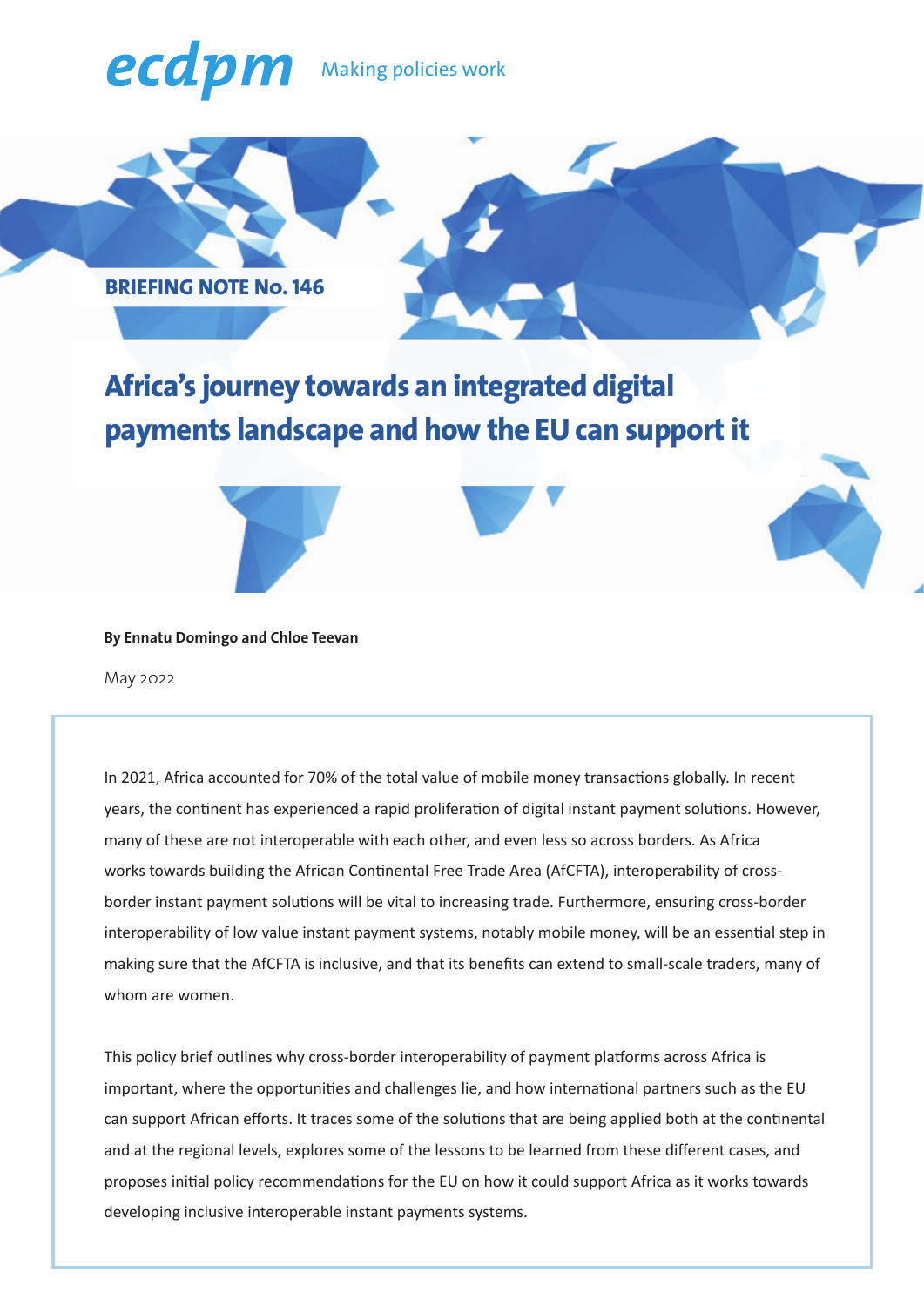ecdpm Making policies work

**BRIEFING NOTE No. 146**

# Africa's journey towards an integrated digital payments landscape and how the EU can support it

**By Ennatu Domingo and Chloe Teevan**

May 2022

In 2021, Africa accounted for 70% of the total value of mobile money transactions globally. In recent years, the continent has experienced a rapid proliferation of digital instant payment solutions. However, many of these are not interoperable with each other, and even less so across borders. As Africa works towards building the African Continental Free Trade Area (AfCFTA), interoperability of cross-border instant payment solutions will be vital to increasing trade. Furthermore, ensuring cross-border interoperability of low value instant payment systems, notably mobile money, will be an essential step in making sure that the AfCFTA is inclusive, and that its benefits can extend to small-scale traders, many of whom are women.

This policy brief outlines why cross-border interoperability of payment platforms across Africa is important, where the opportunities and challenges lie, and how international partners such as the EU can support African efforts. It traces some of the solutions that are being applied both at the continental and at the regional levels, explores some of the lessons to be learned from these different cases, and proposes initial policy recommendations for the EU on how it could support Africa as it works towards developing inclusive interoperable instant payments systems.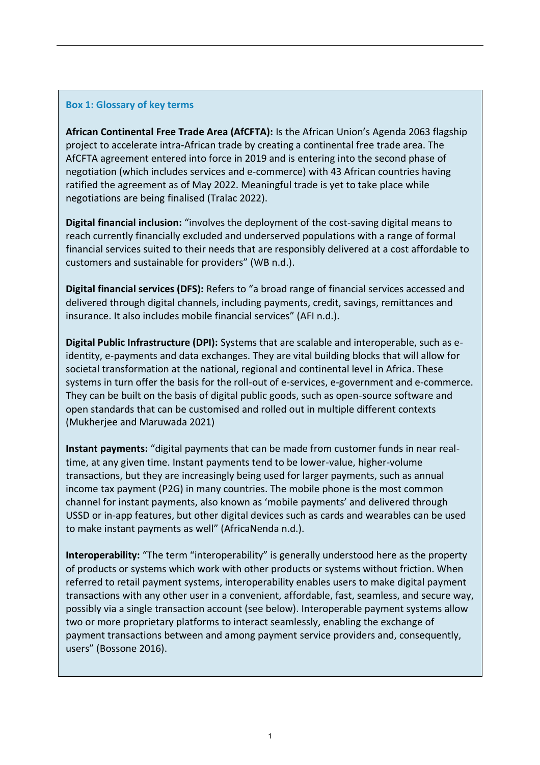### Box 1: Glossary of key terms

**African Continental Free Trade Area (AfCFTA):** Is the African Union's Agenda 2063 flagship project to accelerate intra-African trade by creating a continental free trade area. The AfCFTA agreement entered into force in 2019 and is entering into the second phase of negotiation (which includes services and e-commerce) with 43 African countries having ratified the agreement as of May 2022. Meaningful trade is yet to take place while negotiations are being finalised (Tralac 2022).

**Digital financial inclusion:** "involves the deployment of the cost-saving digital means to reach currently financially excluded and underserved populations with a range of formal financial services suited to their needs that are responsibly delivered at a cost affordable to customers and sustainable for providers" (WB n.d.).

**Digital financial services (DFS):** Refers to "a broad range of financial services accessed and delivered through digital channels, including payments, credit, savings, remittances and insurance. It also includes mobile financial services" (AFI n.d.).

**Digital Public Infrastructure (DPI):** Systems that are scalable and interoperable, such as e-identity, e-payments and data exchanges. They are vital building blocks that will allow for societal transformation at the national, regional and continental level in Africa. These systems in turn offer the basis for the roll-out of e-services, e-government and e-commerce. They can be built on the basis of digital public goods, such as open-source software and open standards that can be customised and rolled out in multiple different contexts (Mukherjee and Maruwada 2021)

**Instant payments:** "digital payments that can be made from customer funds in near real-time, at any given time. Instant payments tend to be lower-value, higher-volume transactions, but they are increasingly being used for larger payments, such as annual income tax payment (P2G) in many countries. The mobile phone is the most common channel for instant payments, also known as 'mobile payments' and delivered through USSD or in-app features, but other digital devices such as cards and wearables can be used to make instant payments as well" (AfricaNenda n.d.).

**Interoperability:** "The term "interoperability" is generally understood here as the property of products or systems which work with other products or systems without friction. When referred to retail payment systems, interoperability enables users to make digital payment transactions with any other user in a convenient, affordable, fast, seamless, and secure way, possibly via a single transaction account (see below). Interoperable payment systems allow two or more proprietary platforms to interact seamlessly, enabling the exchange of payment transactions between and among payment service providers and, consequently, users" (Bossone 2016).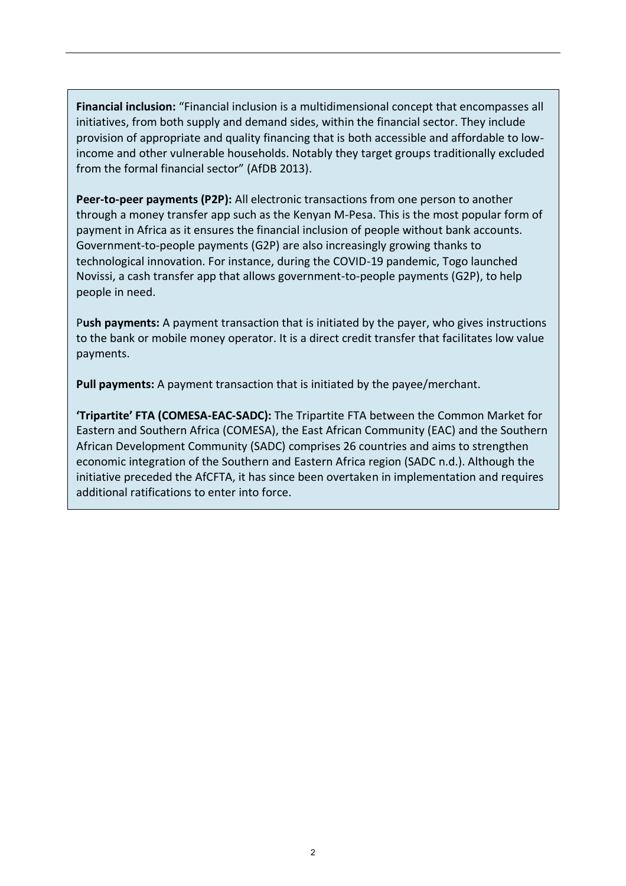**Financial inclusion:** "Financial inclusion is a multidimensional concept that encompasses all initiatives, from both supply and demand sides, within the financial sector. They include provision of appropriate and quality financing that is both accessible and affordable to low-income and other vulnerable households. Notably they target groups traditionally excluded from the formal financial sector" (AfDB 2013).

**Peer-to-peer payments (P2P):** All electronic transactions from one person to another through a money transfer app such as the Kenyan M-Pesa. This is the most popular form of payment in Africa as it ensures the financial inclusion of people without bank accounts. Government-to-people payments (G2P) are also increasingly growing thanks to technological innovation. For instance, during the COVID-19 pandemic, Togo launched Novissi, a cash transfer app that allows government-to-people payments (G2P), to help people in need.

P**ush payments:** A payment transaction that is initiated by the payer, who gives instructions to the bank or mobile money operator. It is a direct credit transfer that facilitates low value payments.

**Pull payments:** A payment transaction that is initiated by the payee/merchant.

**'Tripartite' FTA (COMESA-EAC-SADC):** The Tripartite FTA between the Common Market for Eastern and Southern Africa (COMESA), the East African Community (EAC) and the Southern African Development Community (SADC) comprises 26 countries and aims to strengthen economic integration of the Southern and Eastern Africa region (SADC n.d.). Although the initiative preceded the AfCFTA, it has since been overtaken in implementation and requires additional ratifications to enter into force.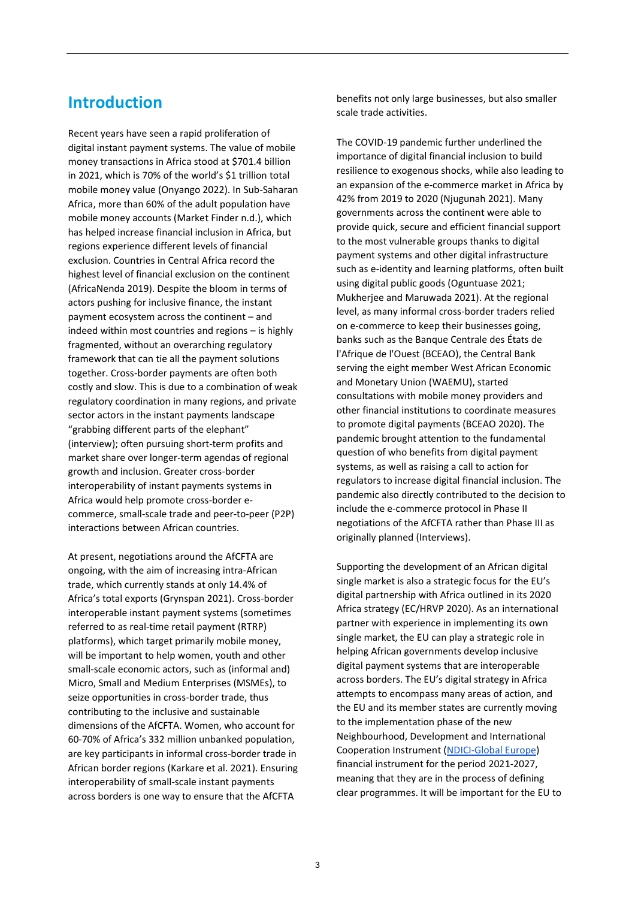# Introduction

Recent years have seen a rapid proliferation of digital instant payment systems. The value of mobile money transactions in Africa stood at $701.4 billion in 2021, which is 70% of the world's $1 trillion total mobile money value (Onyango 2022). In Sub-Saharan Africa, more than 60% of the adult population have mobile money accounts (Market Finder n.d.), which has helped increase financial inclusion in Africa, but regions experience different levels of financial exclusion. Countries in Central Africa record the highest level of financial exclusion on the continent (AfricaNenda 2019). Despite the bloom in terms of actors pushing for inclusive finance, the instant payment ecosystem across the continent – and indeed within most countries and regions – is highly fragmented, without an overarching regulatory framework that can tie all the payment solutions together. Cross-border payments are often both costly and slow. This is due to a combination of weak regulatory coordination in many regions, and private sector actors in the instant payments landscape "grabbing different parts of the elephant" (interview); often pursuing short-term profits and market share over longer-term agendas of regional growth and inclusion. Greater cross-border interoperability of instant payments systems in Africa would help promote cross-border e-commerce, small-scale trade and peer-to-peer (P2P) interactions between African countries.

At present, negotiations around the AfCFTA are ongoing, with the aim of increasing intra-African trade, which currently stands at only 14.4% of Africa's total exports (Grynspan 2021). Cross-border interoperable instant payment systems (sometimes referred to as real-time retail payment (RTRP) platforms), which target primarily mobile money, will be important to help women, youth and other small-scale economic actors, such as (informal and) Micro, Small and Medium Enterprises (MSMEs), to seize opportunities in cross-border trade, thus contributing to the inclusive and sustainable dimensions of the AfCFTA. Women, who account for 60-70% of Africa's 332 million unbanked population, are key participants in informal cross-border trade in African border regions (Karkare et al. 2021). Ensuring interoperability of small-scale instant payments across borders is one way to ensure that the AfCFTA benefits not only large businesses, but also smaller scale trade activities.

The COVID-19 pandemic further underlined the importance of digital financial inclusion to build resilience to exogenous shocks, while also leading to an expansion of the e-commerce market in Africa by 42% from 2019 to 2020 (Njugunah 2021). Many governments across the continent were able to provide quick, secure and efficient financial support to the most vulnerable groups thanks to digital payment systems and other digital infrastructure such as e-identity and learning platforms, often built using digital public goods (Oguntuase 2021; Mukherjee and Maruwada 2021). At the regional level, as many informal cross-border traders relied on e-commerce to keep their businesses going, banks such as the Banque Centrale des États de l'Afrique de l'Ouest (BCEAO), the Central Bank serving the eight member West African Economic and Monetary Union (WAEMU), started consultations with mobile money providers and other financial institutions to coordinate measures to promote digital payments (BCEAO 2020). The pandemic brought attention to the fundamental question of who benefits from digital payment systems, as well as raising a call to action for regulators to increase digital financial inclusion. The pandemic also directly contributed to the decision to include the e-commerce protocol in Phase II negotiations of the AfCFTA rather than Phase III as originally planned (Interviews).

Supporting the development of an African digital single market is also a strategic focus for the EU's digital partnership with Africa outlined in its 2020 Africa strategy (EC/HRVP 2020). As an international partner with experience in implementing its own single market, the EU can play a strategic role in helping African governments develop inclusive digital payment systems that are interoperable across borders. The EU's digital strategy in Africa attempts to encompass many areas of action, and the EU and its member states are currently moving to the implementation phase of the new Neighbourhood, Development and International Cooperation Instrument ([NDICI-Global Europe](NDICI-Global Europe)) financial instrument for the period 2021-2027, meaning that they are in the process of defining clear programmes. It will be important for the EU to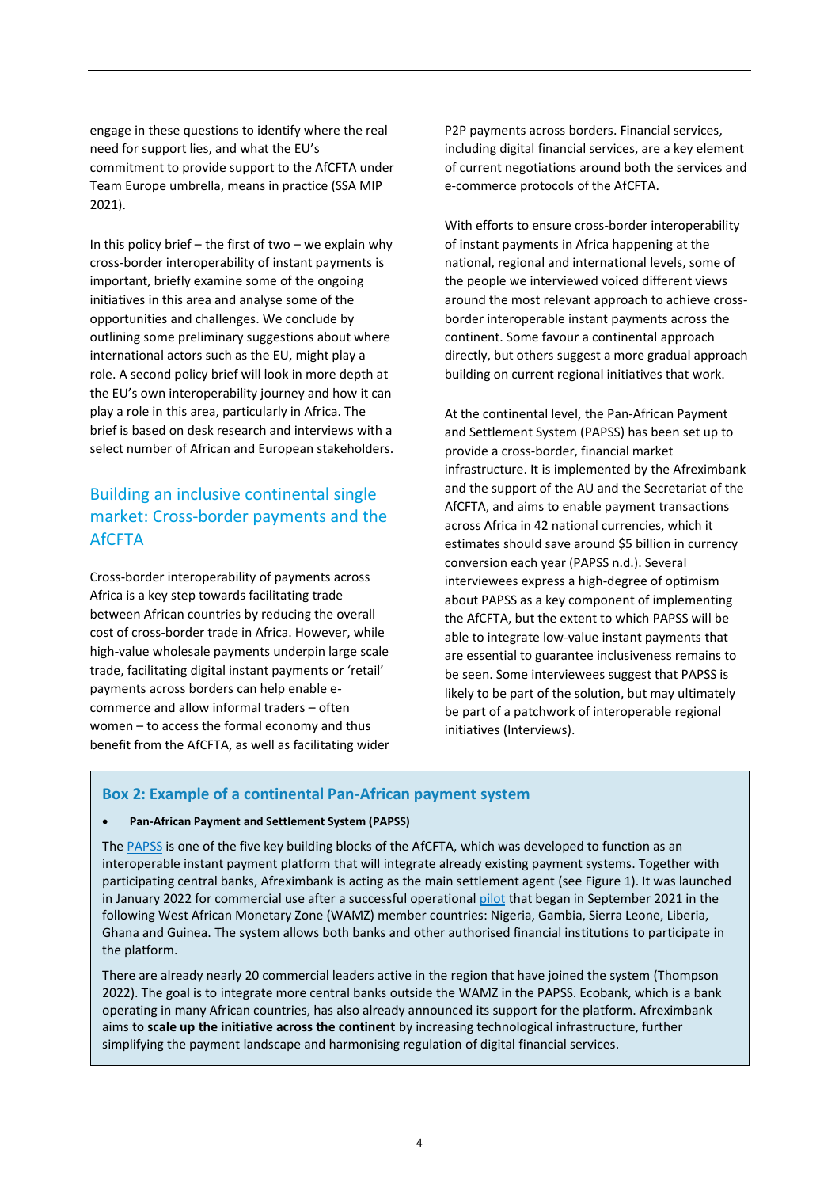engage in these questions to identify where the real need for support lies, and what the EU's commitment to provide support to the AfCFTA under Team Europe umbrella, means in practice (SSA MIP 2021).

In this policy brief – the first of two – we explain why cross-border interoperability of instant payments is important, briefly examine some of the ongoing initiatives in this area and analyse some of the opportunities and challenges. We conclude by outlining some preliminary suggestions about where international actors such as the EU, might play a role. A second policy brief will look in more depth at the EU's own interoperability journey and how it can play a role in this area, particularly in Africa. The brief is based on desk research and interviews with a select number of African and European stakeholders.

## Building an inclusive continental single market: Cross-border payments and the AfCFTA

Cross-border interoperability of payments across Africa is a key step towards facilitating trade between African countries by reducing the overall cost of cross-border trade in Africa. However, while high-value wholesale payments underpin large scale trade, facilitating digital instant payments or 'retail' payments across borders can help enable e-commerce and allow informal traders – often women – to access the formal economy and thus benefit from the AfCFTA, as well as facilitating wider P2P payments across borders. Financial services, including digital financial services, are a key element of current negotiations around both the services and e-commerce protocols of the AfCFTA.

With efforts to ensure cross-border interoperability of instant payments in Africa happening at the national, regional and international levels, some of the people we interviewed voiced different views around the most relevant approach to achieve cross-border interoperable instant payments across the continent. Some favour a continental approach directly, but others suggest a more gradual approach building on current regional initiatives that work.

At the continental level, the Pan-African Payment and Settlement System (PAPSS) has been set up to provide a cross-border, financial market infrastructure. It is implemented by the Afreximbank and the support of the AU and the Secretariat of the AfCFTA, and aims to enable payment transactions across Africa in 42 national currencies, which it estimates should save around $5 billion in currency conversion each year (PAPSS n.d.). Several interviewees express a high-degree of optimism about PAPSS as a key component of implementing the AfCFTA, but the extent to which PAPSS will be able to integrate low-value instant payments that are essential to guarantee inclusiveness remains to be seen. Some interviewees suggest that PAPSS is likely to be part of the solution, but may ultimately be part of a patchwork of interoperable regional initiatives (Interviews).

### Box 2: Example of a continental Pan-African payment system

- **Pan-African Payment and Settlement System (PAPSS)**

The PAPSS is one of the five key building blocks of the AfCFTA, which was developed to function as an interoperable instant payment platform that will integrate already existing payment systems. Together with participating central banks, Afreximbank is acting as the main settlement agent (see Figure 1). It was launched in January 2022 for commercial use after a successful operational pilot that began in September 2021 in the following West African Monetary Zone (WAMZ) member countries: Nigeria, Gambia, Sierra Leone, Liberia, Ghana and Guinea. The system allows both banks and other authorised financial institutions to participate in the platform.

There are already nearly 20 commercial leaders active in the region that have joined the system (Thompson 2022). The goal is to integrate more central banks outside the WAMZ in the PAPSS. Ecobank, which is a bank operating in many African countries, has also already announced its support for the platform. Afreximbank aims to **scale up the initiative across the continent** by increasing technological infrastructure, further simplifying the payment landscape and harmonising regulation of digital financial services.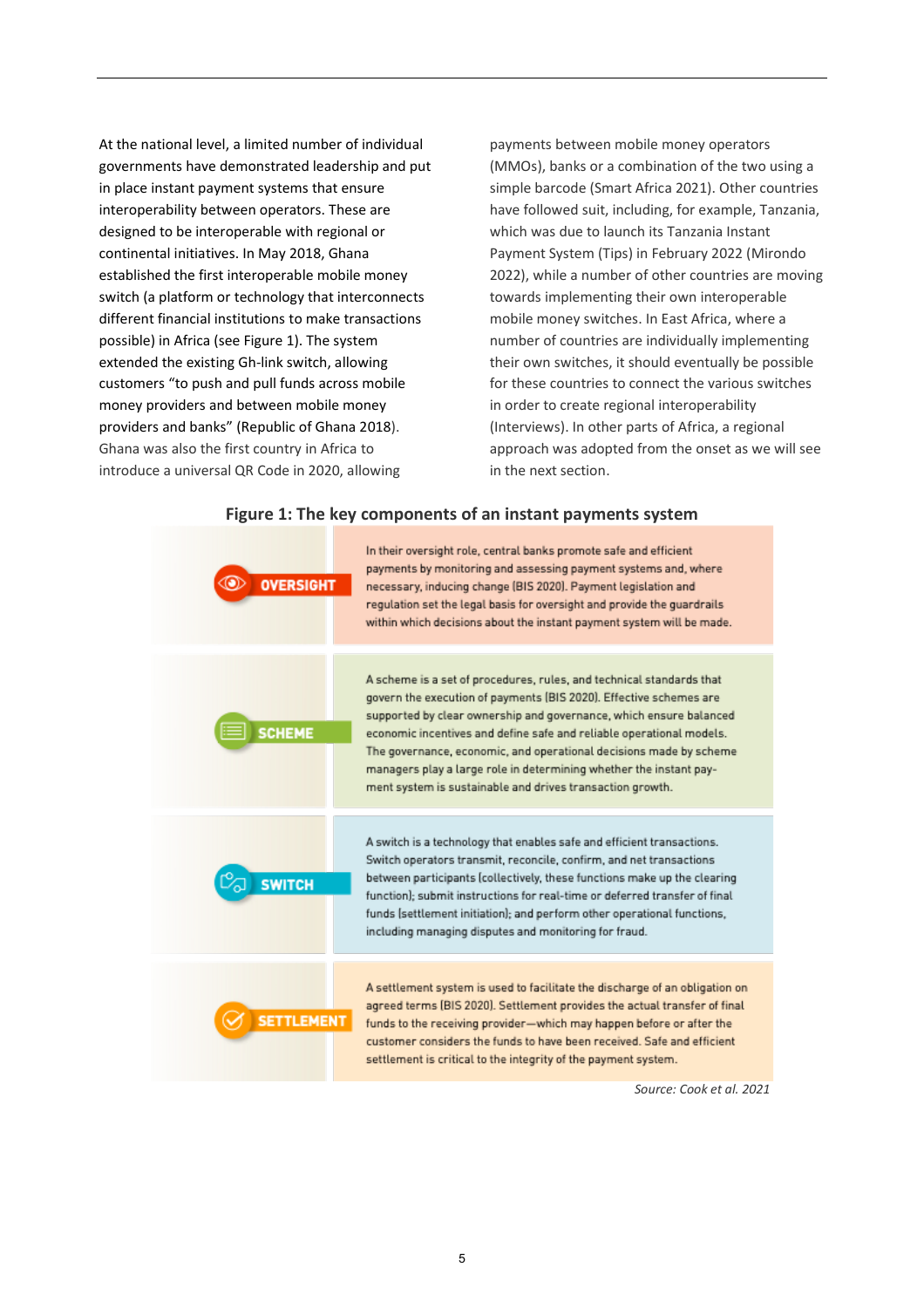At the national level, a limited number of individual governments have demonstrated leadership and put in place instant payment systems that ensure interoperability between operators. These are designed to be interoperable with regional or continental initiatives. In May 2018, Ghana established the first interoperable mobile money switch (a platform or technology that interconnects different financial institutions to make transactions possible) in Africa (see Figure 1). The system extended the existing Gh-link switch, allowing customers "to push and pull funds across mobile money providers and between mobile money providers and banks" (Republic of Ghana 2018). Ghana was also the first country in Africa to introduce a universal QR Code in 2020, allowing payments between mobile money operators (MMOs), banks or a combination of the two using a simple barcode (Smart Africa 2021). Other countries have followed suit, including, for example, Tanzania, which was due to launch its Tanzania Instant Payment System (Tips) in February 2022 (Mirondo 2022), while a number of other countries are moving towards implementing their own interoperable mobile money switches. In East Africa, where a number of countries are individually implementing their own switches, it should eventually be possible for these countries to connect the various switches in order to create regional interoperability (Interviews). In other parts of Africa, a regional approach was adopted from the onset as we will see in the next section.

**Figure 1: The key components of an instant payments system**

| | |
|---|---|
| **OVERSIGHT** | In their oversight role, central banks promote safe and efficient payments by monitoring and assessing payment systems and, where necessary, inducing change (BIS 2020). Payment legislation and regulation set the legal basis for oversight and provide the guardrails within which decisions about the instant payment system will be made. |
| **SCHEME** | A scheme is a set of procedures, rules, and technical standards that govern the execution of payments (BIS 2020). Effective schemes are supported by clear ownership and governance, which ensure balanced economic incentives and define safe and reliable operational models. The governance, economic, and operational decisions made by scheme managers play a large role in determining whether the instant payment system is sustainable and drives transaction growth. |
| **SWITCH** | A switch is a technology that enables safe and efficient transactions. Switch operators transmit, reconcile, confirm, and net transactions between participants (collectively, these functions make up the clearing function); submit instructions for real-time or deferred transfer of final funds (settlement initiation); and perform other operational functions, including managing disputes and monitoring for fraud. |
| **SETTLEMENT** | A settlement system is used to facilitate the discharge of an obligation on agreed terms (BIS 2020). Settlement provides the actual transfer of final funds to the receiving provider—which may happen before or after the customer considers the funds to have been received. Safe and efficient settlement is critical to the integrity of the payment system. |

*Source: Cook et al. 2021*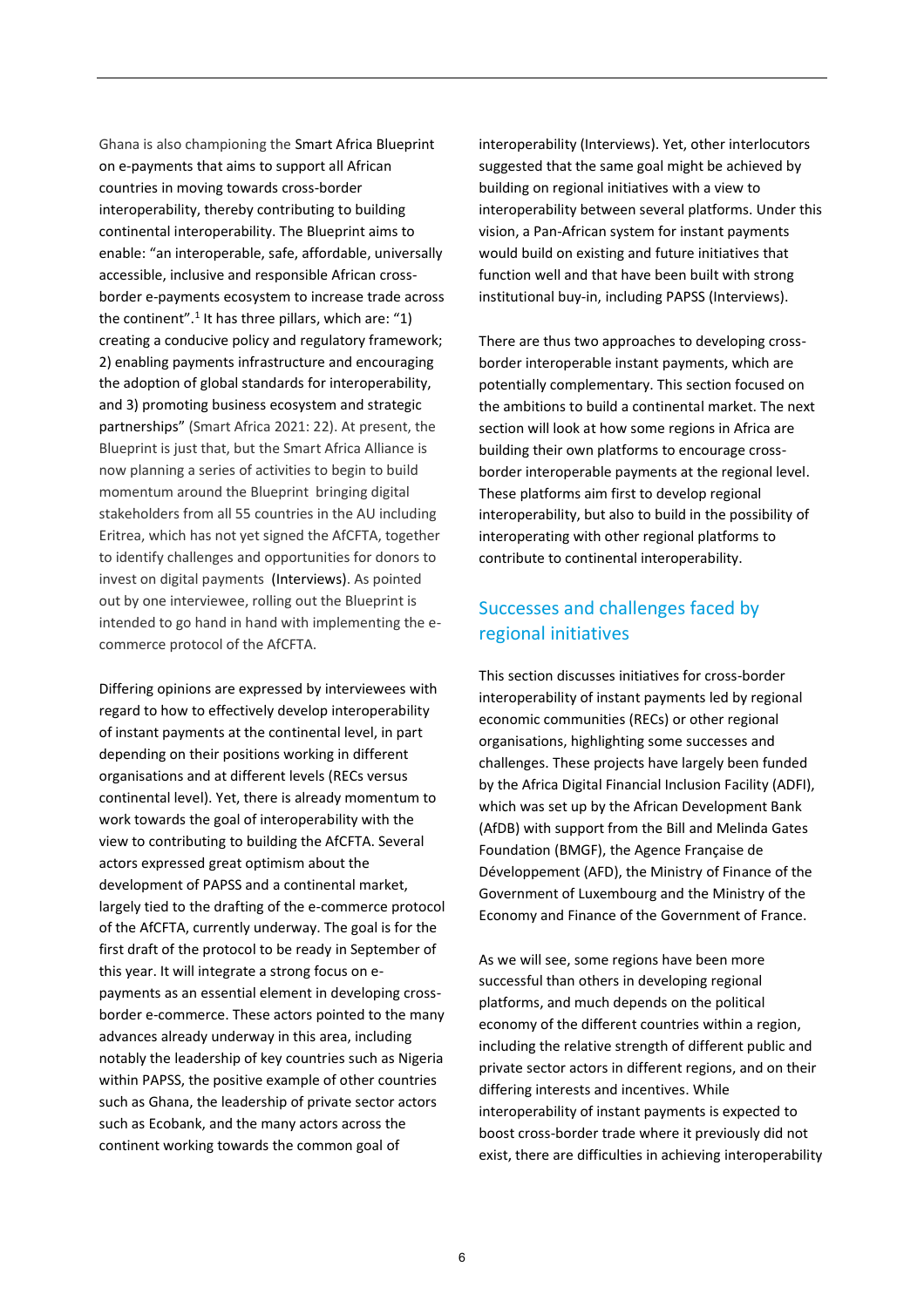Ghana is also championing the Smart Africa Blueprint on e-payments that aims to support all African countries in moving towards cross-border interoperability, thereby contributing to building continental interoperability. The Blueprint aims to enable: "an interoperable, safe, affordable, universally accessible, inclusive and responsible African cross-border e-payments ecosystem to increase trade across the continent".[1] It has three pillars, which are: "1) creating a conducive policy and regulatory framework; 2) enabling payments infrastructure and encouraging the adoption of global standards for interoperability, and 3) promoting business ecosystem and strategic partnerships" (Smart Africa 2021: 22). At present, the Blueprint is just that, but the Smart Africa Alliance is now planning a series of activities to begin to build momentum around the Blueprint bringing digital stakeholders from all 55 countries in the AU including Eritrea, which has not yet signed the AfCFTA, together to identify challenges and opportunities for donors to invest on digital payments (Interviews). As pointed out by one interviewee, rolling out the Blueprint is intended to go hand in hand with implementing the e-commerce protocol of the AfCFTA.

Differing opinions are expressed by interviewees with regard to how to effectively develop interoperability of instant payments at the continental level, in part depending on their positions working in different organisations and at different levels (RECs versus continental level). Yet, there is already momentum to work towards the goal of interoperability with the view to contributing to building the AfCFTA. Several actors expressed great optimism about the development of PAPSS and a continental market, largely tied to the drafting of the e-commerce protocol of the AfCFTA, currently underway. The goal is for the first draft of the protocol to be ready in September of this year. It will integrate a strong focus on e-payments as an essential element in developing cross-border e-commerce. These actors pointed to the many advances already underway in this area, including notably the leadership of key countries such as Nigeria within PAPSS, the positive example of other countries such as Ghana, the leadership of private sector actors such as Ecobank, and the many actors across the continent working towards the common goal of interoperability (Interviews). Yet, other interlocutors suggested that the same goal might be achieved by building on regional initiatives with a view to interoperability between several platforms. Under this vision, a Pan-African system for instant payments would build on existing and future initiatives that function well and that have been built with strong institutional buy-in, including PAPSS (Interviews).

There are thus two approaches to developing cross-border interoperable instant payments, which are potentially complementary. This section focused on the ambitions to build a continental market. The next section will look at how some regions in Africa are building their own platforms to encourage cross-border interoperable payments at the regional level. These platforms aim first to develop regional interoperability, but also to build in the possibility of interoperating with other regional platforms to contribute to continental interoperability.

## Successes and challenges faced by regional initiatives

This section discusses initiatives for cross-border interoperability of instant payments led by regional economic communities (RECs) or other regional organisations, highlighting some successes and challenges. These projects have largely been funded by the Africa Digital Financial Inclusion Facility (ADFI), which was set up by the African Development Bank (AfDB) with support from the Bill and Melinda Gates Foundation (BMGF), the Agence Française de Développement (AFD), the Ministry of Finance of the Government of Luxembourg and the Ministry of the Economy and Finance of the Government of France.

As we will see, some regions have been more successful than others in developing regional platforms, and much depends on the political economy of the different countries within a region, including the relative strength of different public and private sector actors in different regions, and on their differing interests and incentives. While interoperability of instant payments is expected to boost cross-border trade where it previously did not exist, there are difficulties in achieving interoperability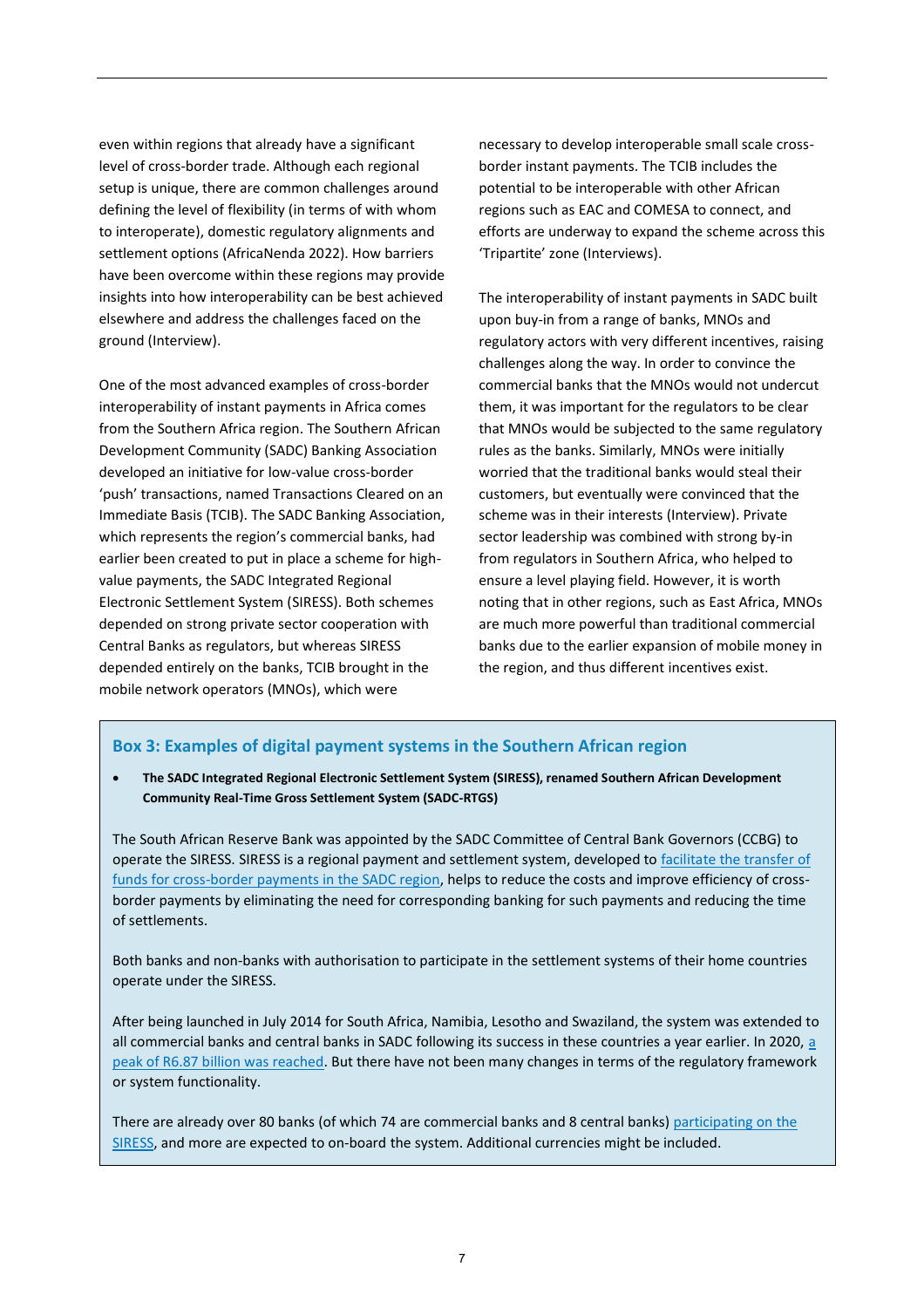even within regions that already have a significant level of cross-border trade. Although each regional setup is unique, there are common challenges around defining the level of flexibility (in terms of with whom to interoperate), domestic regulatory alignments and settlement options (AfricaNenda 2022). How barriers have been overcome within these regions may provide insights into how interoperability can be best achieved elsewhere and address the challenges faced on the ground (Interview).

One of the most advanced examples of cross-border interoperability of instant payments in Africa comes from the Southern Africa region. The Southern African Development Community (SADC) Banking Association developed an initiative for low-value cross-border 'push' transactions, named Transactions Cleared on an Immediate Basis (TCIB). The SADC Banking Association, which represents the region's commercial banks, had earlier been created to put in place a scheme for high-value payments, the SADC Integrated Regional Electronic Settlement System (SIRESS). Both schemes depended on strong private sector cooperation with Central Banks as regulators, but whereas SIRESS depended entirely on the banks, TCIB brought in the mobile network operators (MNOs), which were necessary to develop interoperable small scale cross-border instant payments. The TCIB includes the potential to be interoperable with other African regions such as EAC and COMESA to connect, and efforts are underway to expand the scheme across this 'Tripartite' zone (Interviews).

The interoperability of instant payments in SADC built upon buy-in from a range of banks, MNOs and regulatory actors with very different incentives, raising challenges along the way. In order to convince the commercial banks that the MNOs would not undercut them, it was important for the regulators to be clear that MNOs would be subjected to the same regulatory rules as the banks. Similarly, MNOs were initially worried that the traditional banks would steal their customers, but eventually were convinced that the scheme was in their interests (Interview). Private sector leadership was combined with strong by-in from regulators in Southern Africa, who helped to ensure a level playing field. However, it is worth noting that in other regions, such as East Africa, MNOs are much more powerful than traditional commercial banks due to the earlier expansion of mobile money in the region, and thus different incentives exist.

### Box 3: Examples of digital payment systems in the Southern African region

- **The SADC Integrated Regional Electronic Settlement System (SIRESS), renamed Southern African Development Community Real-Time Gross Settlement System (SADC-RTGS)**

The South African Reserve Bank was appointed by the SADC Committee of Central Bank Governors (CCBG) to operate the SIRESS. SIRESS is a regional payment and settlement system, developed to facilitate the transfer of funds for cross-border payments in the SADC region, helps to reduce the costs and improve efficiency of cross-border payments by eliminating the need for corresponding banking for such payments and reducing the time of settlements.

Both banks and non-banks with authorisation to participate in the settlement systems of their home countries operate under the SIRESS.

After being launched in July 2014 for South Africa, Namibia, Lesotho and Swaziland, the system was extended to all commercial banks and central banks in SADC following its success in these countries a year earlier. In 2020, a peak of R6.87 billion was reached. But there have not been many changes in terms of the regulatory framework or system functionality.

There are already over 80 banks (of which 74 are commercial banks and 8 central banks) participating on the SIRESS, and more are expected to on-board the system. Additional currencies might be included.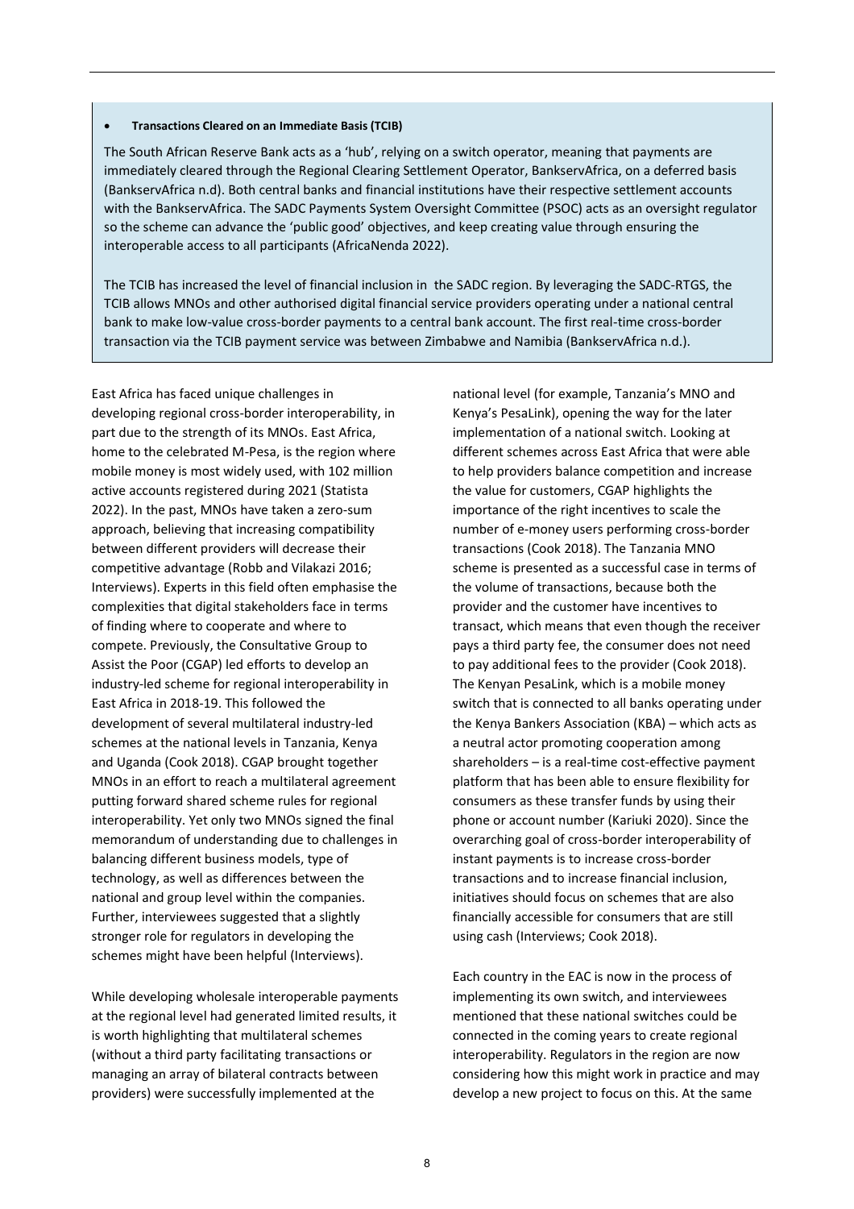- **Transactions Cleared on an Immediate Basis (TCIB)**

The South African Reserve Bank acts as a 'hub', relying on a switch operator, meaning that payments are immediately cleared through the Regional Clearing Settlement Operator, BankservAfrica, on a deferred basis (BankservAfrica n.d). Both central banks and financial institutions have their respective settlement accounts with the BankservAfrica. The SADC Payments System Oversight Committee (PSOC) acts as an oversight regulator so the scheme can advance the 'public good' objectives, and keep creating value through ensuring the interoperable access to all participants (AfricaNenda 2022).

The TCIB has increased the level of financial inclusion in the SADC region. By leveraging the SADC-RTGS, the TCIB allows MNOs and other authorised digital financial service providers operating under a national central bank to make low-value cross-border payments to a central bank account. The first real-time cross-border transaction via the TCIB payment service was between Zimbabwe and Namibia (BankservAfrica n.d.).

East Africa has faced unique challenges in developing regional cross-border interoperability, in part due to the strength of its MNOs. East Africa, home to the celebrated M-Pesa, is the region where mobile money is most widely used, with 102 million active accounts registered during 2021 (Statista 2022). In the past, MNOs have taken a zero-sum approach, believing that increasing compatibility between different providers will decrease their competitive advantage (Robb and Vilakazi 2016; Interviews). Experts in this field often emphasise the complexities that digital stakeholders face in terms of finding where to cooperate and where to compete. Previously, the Consultative Group to Assist the Poor (CGAP) led efforts to develop an industry-led scheme for regional interoperability in East Africa in 2018-19. This followed the development of several multilateral industry-led schemes at the national levels in Tanzania, Kenya and Uganda (Cook 2018). CGAP brought together MNOs in an effort to reach a multilateral agreement putting forward shared scheme rules for regional interoperability. Yet only two MNOs signed the final memorandum of understanding due to challenges in balancing different business models, type of technology, as well as differences between the national and group level within the companies. Further, interviewees suggested that a slightly stronger role for regulators in developing the schemes might have been helpful (Interviews).

While developing wholesale interoperable payments at the regional level had generated limited results, it is worth highlighting that multilateral schemes (without a third party facilitating transactions or managing an array of bilateral contracts between providers) were successfully implemented at the national level (for example, Tanzania's MNO and Kenya's PesaLink), opening the way for the later implementation of a national switch. Looking at different schemes across East Africa that were able to help providers balance competition and increase the value for customers, CGAP highlights the importance of the right incentives to scale the number of e-money users performing cross-border transactions (Cook 2018). The Tanzania MNO scheme is presented as a successful case in terms of the volume of transactions, because both the provider and the customer have incentives to transact, which means that even though the receiver pays a third party fee, the consumer does not need to pay additional fees to the provider (Cook 2018). The Kenyan PesaLink, which is a mobile money switch that is connected to all banks operating under the Kenya Bankers Association (KBA) – which acts as a neutral actor promoting cooperation among shareholders – is a real-time cost-effective payment platform that has been able to ensure flexibility for consumers as these transfer funds by using their phone or account number (Kariuki 2020). Since the overarching goal of cross-border interoperability of instant payments is to increase cross-border transactions and to increase financial inclusion, initiatives should focus on schemes that are also financially accessible for consumers that are still using cash (Interviews; Cook 2018).

Each country in the EAC is now in the process of implementing its own switch, and interviewees mentioned that these national switches could be connected in the coming years to create regional interoperability. Regulators in the region are now considering how this might work in practice and may develop a new project to focus on this. At the same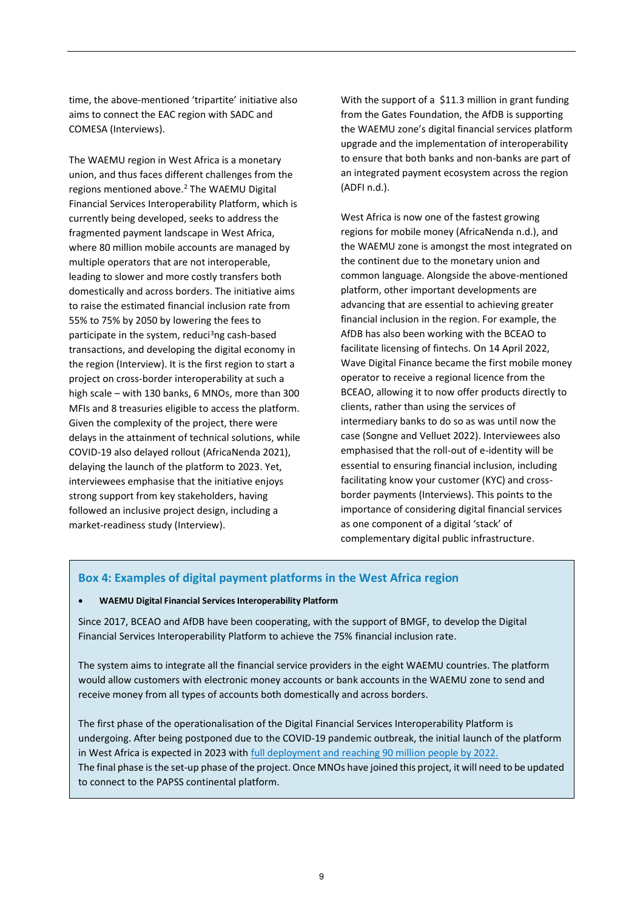time, the above-mentioned 'tripartite' initiative also aims to connect the EAC region with SADC and COMESA (Interviews).

The WAEMU region in West Africa is a monetary union, and thus faces different challenges from the regions mentioned above.[2] The WAEMU Digital Financial Services Interoperability Platform, which is currently being developed, seeks to address the fragmented payment landscape in West Africa, where 80 million mobile accounts are managed by multiple operators that are not interoperable, leading to slower and more costly transfers both domestically and across borders. The initiative aims to raise the estimated financial inclusion rate from 55% to 75% by 2050 by lowering the fees to participate in the system, reduci[3]ng cash-based transactions, and developing the digital economy in the region (Interview). It is the first region to start a project on cross-border interoperability at such a high scale – with 130 banks, 6 MNOs, more than 300 MFIs and 8 treasuries eligible to access the platform. Given the complexity of the project, there were delays in the attainment of technical solutions, while COVID-19 also delayed rollout (AfricaNenda 2021), delaying the launch of the platform to 2023. Yet, interviewees emphasise that the initiative enjoys strong support from key stakeholders, having followed an inclusive project design, including a market-readiness study (Interview).

With the support of a $11.3 million in grant funding from the Gates Foundation, the AfDB is supporting the WAEMU zone's digital financial services platform upgrade and the implementation of interoperability to ensure that both banks and non-banks are part of an integrated payment ecosystem across the region (ADFI n.d.).

West Africa is now one of the fastest growing regions for mobile money (AfricaNenda n.d.), and the WAEMU zone is amongst the most integrated on the continent due to the monetary union and common language. Alongside the above-mentioned platform, other important developments are advancing that are essential to achieving greater financial inclusion in the region. For example, the AfDB has also been working with the BCEAO to facilitate licensing of fintechs. On 14 April 2022, Wave Digital Finance became the first mobile money operator to receive a regional licence from the BCEAO, allowing it to now offer products directly to clients, rather than using the services of intermediary banks to do so as was until now the case (Songne and Velluet 2022). Interviewees also emphasised that the roll-out of e-identity will be essential to ensuring financial inclusion, including facilitating know your customer (KYC) and cross-border payments (Interviews). This points to the importance of considering digital financial services as one component of a digital 'stack' of complementary digital public infrastructure.

## Box 4: Examples of digital payment platforms in the West Africa region

- **WAEMU Digital Financial Services Interoperability Platform**

Since 2017, BCEAO and AfDB have been cooperating, with the support of BMGF, to develop the Digital Financial Services Interoperability Platform to achieve the 75% financial inclusion rate.

The system aims to integrate all the financial service providers in the eight WAEMU countries. The platform would allow customers with electronic money accounts or bank accounts in the WAEMU zone to send and receive money from all types of accounts both domestically and across borders.

The first phase of the operationalisation of the Digital Financial Services Interoperability Platform is undergoing. After being postponed due to the COVID-19 pandemic outbreak, the initial launch of the platform in West Africa is expected in 2023 with full deployment and reaching 90 million people by 2022.
The final phase is the set-up phase of the project. Once MNOs have joined this project, it will need to be updated to connect to the PAPSS continental platform.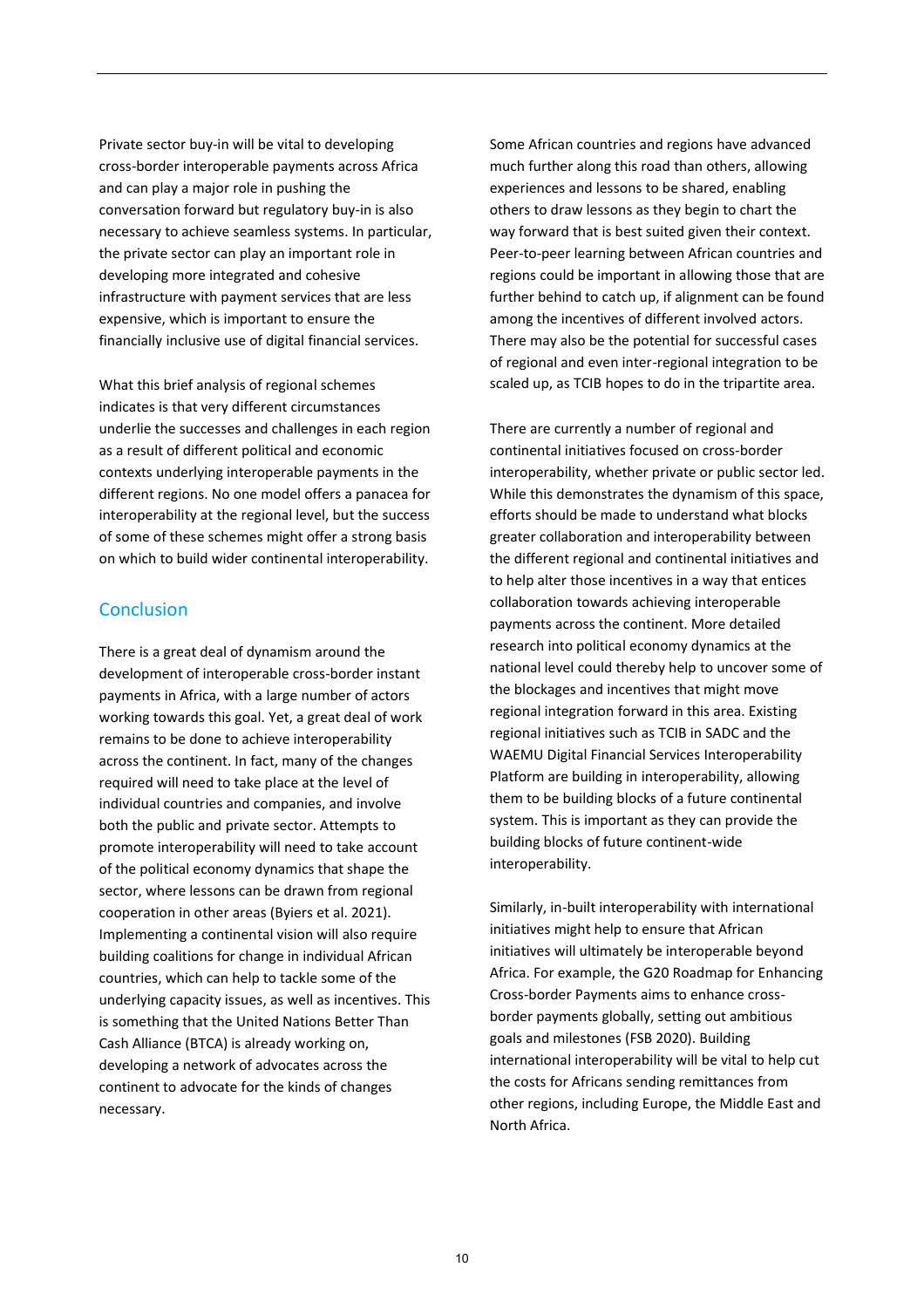Private sector buy-in will be vital to developing cross-border interoperable payments across Africa and can play a major role in pushing the conversation forward but regulatory buy-in is also necessary to achieve seamless systems. In particular, the private sector can play an important role in developing more integrated and cohesive infrastructure with payment services that are less expensive, which is important to ensure the financially inclusive use of digital financial services.

What this brief analysis of regional schemes indicates is that very different circumstances underlie the successes and challenges in each region as a result of different political and economic contexts underlying interoperable payments in the different regions. No one model offers a panacea for interoperability at the regional level, but the success of some of these schemes might offer a strong basis on which to build wider continental interoperability.

## Conclusion

There is a great deal of dynamism around the development of interoperable cross-border instant payments in Africa, with a large number of actors working towards this goal. Yet, a great deal of work remains to be done to achieve interoperability across the continent. In fact, many of the changes required will need to take place at the level of individual countries and companies, and involve both the public and private sector. Attempts to promote interoperability will need to take account of the political economy dynamics that shape the sector, where lessons can be drawn from regional cooperation in other areas (Byiers et al. 2021). Implementing a continental vision will also require building coalitions for change in individual African countries, which can help to tackle some of the underlying capacity issues, as well as incentives. This is something that the United Nations Better Than Cash Alliance (BTCA) is already working on, developing a network of advocates across the continent to advocate for the kinds of changes necessary.

Some African countries and regions have advanced much further along this road than others, allowing experiences and lessons to be shared, enabling others to draw lessons as they begin to chart the way forward that is best suited given their context. Peer-to-peer learning between African countries and regions could be important in allowing those that are further behind to catch up, if alignment can be found among the incentives of different involved actors. There may also be the potential for successful cases of regional and even inter-regional integration to be scaled up, as TCIB hopes to do in the tripartite area.

There are currently a number of regional and continental initiatives focused on cross-border interoperability, whether private or public sector led. While this demonstrates the dynamism of this space, efforts should be made to understand what blocks greater collaboration and interoperability between the different regional and continental initiatives and to help alter those incentives in a way that entices collaboration towards achieving interoperable payments across the continent. More detailed research into political economy dynamics at the national level could thereby help to uncover some of the blockages and incentives that might move regional integration forward in this area. Existing regional initiatives such as TCIB in SADC and the WAEMU Digital Financial Services Interoperability Platform are building in interoperability, allowing them to be building blocks of a future continental system. This is important as they can provide the building blocks of future continent-wide interoperability.

Similarly, in-built interoperability with international initiatives might help to ensure that African initiatives will ultimately be interoperable beyond Africa. For example, the G20 Roadmap for Enhancing Cross-border Payments aims to enhance cross-border payments globally, setting out ambitious goals and milestones (FSB 2020). Building international interoperability will be vital to help cut the costs for Africans sending remittances from other regions, including Europe, the Middle East and North Africa.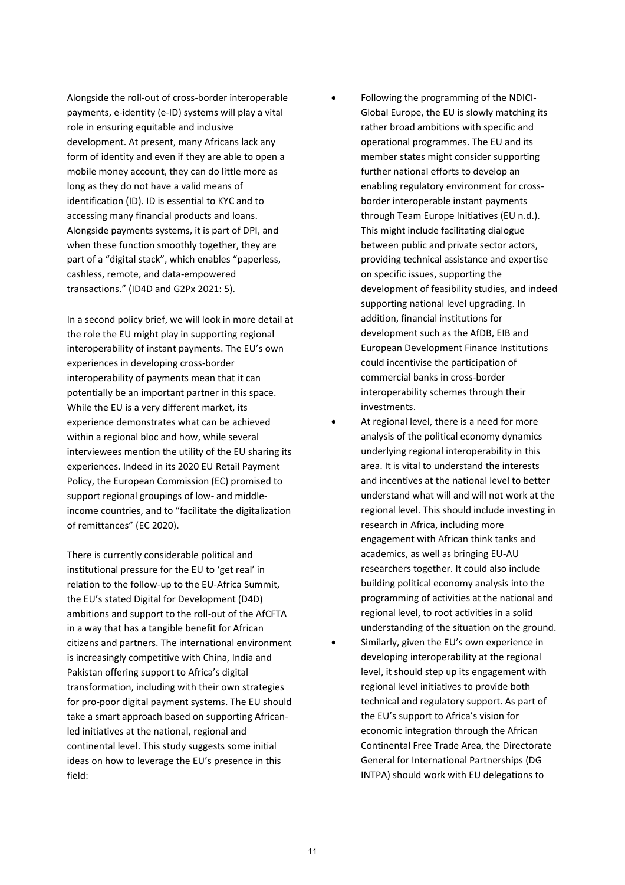Alongside the roll-out of cross-border interoperable payments, e-identity (e-ID) systems will play a vital role in ensuring equitable and inclusive development. At present, many Africans lack any form of identity and even if they are able to open a mobile money account, they can do little more as long as they do not have a valid means of identification (ID). ID is essential to KYC and to accessing many financial products and loans. Alongside payments systems, it is part of DPI, and when these function smoothly together, they are part of a "digital stack", which enables "paperless, cashless, remote, and data-empowered transactions." (ID4D and G2Px 2021: 5).

In a second policy brief, we will look in more detail at the role the EU might play in supporting regional interoperability of instant payments. The EU's own experiences in developing cross-border interoperability of payments mean that it can potentially be an important partner in this space. While the EU is a very different market, its experience demonstrates what can be achieved within a regional bloc and how, while several interviewees mention the utility of the EU sharing its experiences. Indeed in its 2020 EU Retail Payment Policy, the European Commission (EC) promised to support regional groupings of low- and middle-income countries, and to "facilitate the digitalization of remittances" (EC 2020).

There is currently considerable political and institutional pressure for the EU to 'get real' in relation to the follow-up to the EU-Africa Summit, the EU's stated Digital for Development (D4D) ambitions and support to the roll-out of the AfCFTA in a way that has a tangible benefit for African citizens and partners. The international environment is increasingly competitive with China, India and Pakistan offering support to Africa's digital transformation, including with their own strategies for pro-poor digital payment systems. The EU should take a smart approach based on supporting African-led initiatives at the national, regional and continental level. This study suggests some initial ideas on how to leverage the EU's presence in this field:

- Following the programming of the NDICI-Global Europe, the EU is slowly matching its rather broad ambitions with specific and operational programmes. The EU and its member states might consider supporting further national efforts to develop an enabling regulatory environment for cross-border interoperable instant payments through Team Europe Initiatives (EU n.d.). This might include facilitating dialogue between public and private sector actors, providing technical assistance and expertise on specific issues, supporting the development of feasibility studies, and indeed supporting national level upgrading. In addition, financial institutions for development such as the AfDB, EIB and European Development Finance Institutions could incentivise the participation of commercial banks in cross-border interoperability schemes through their investments.
- At regional level, there is a need for more analysis of the political economy dynamics underlying regional interoperability in this area. It is vital to understand the interests and incentives at the national level to better understand what will and will not work at the regional level. This should include investing in research in Africa, including more engagement with African think tanks and academics, as well as bringing EU-AU researchers together. It could also include building political economy analysis into the programming of activities at the national and regional level, to root activities in a solid understanding of the situation on the ground.
- Similarly, given the EU's own experience in developing interoperability at the regional level, it should step up its engagement with regional level initiatives to provide both technical and regulatory support. As part of the EU's support to Africa's vision for economic integration through the African Continental Free Trade Area, the Directorate General for International Partnerships (DG INTPA) should work with EU delegations to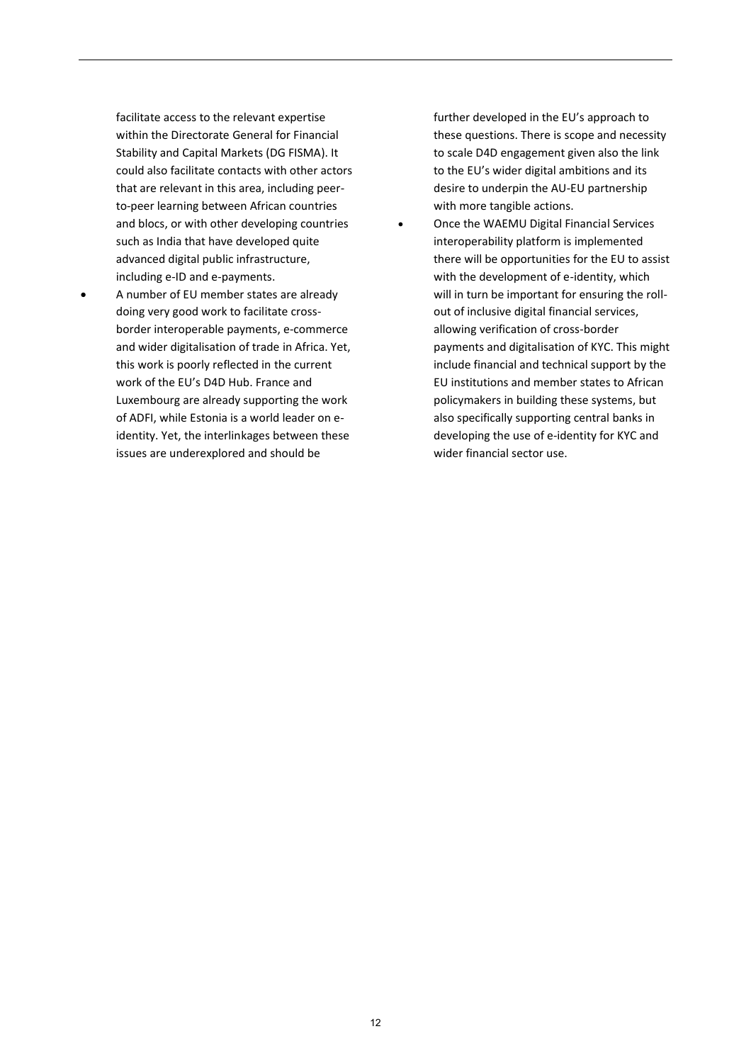facilitate access to the relevant expertise within the Directorate General for Financial Stability and Capital Markets (DG FISMA). It could also facilitate contacts with other actors that are relevant in this area, including peer-to-peer learning between African countries and blocs, or with other developing countries such as India that have developed quite advanced digital public infrastructure, including e-ID and e-payments.

- A number of EU member states are already doing very good work to facilitate cross-border interoperable payments, e-commerce and wider digitalisation of trade in Africa. Yet, this work is poorly reflected in the current work of the EU's D4D Hub. France and Luxembourg are already supporting the work of ADFI, while Estonia is a world leader on e-identity. Yet, the interlinkages between these issues are underexplored and should be further developed in the EU's approach to these questions. There is scope and necessity to scale D4D engagement given also the link to the EU's wider digital ambitions and its desire to underpin the AU-EU partnership with more tangible actions.
- Once the WAEMU Digital Financial Services interoperability platform is implemented there will be opportunities for the EU to assist with the development of e-identity, which will in turn be important for ensuring the roll-out of inclusive digital financial services, allowing verification of cross-border payments and digitalisation of KYC. This might include financial and technical support by the EU institutions and member states to African policymakers in building these systems, but also specifically supporting central banks in developing the use of e-identity for KYC and wider financial sector use.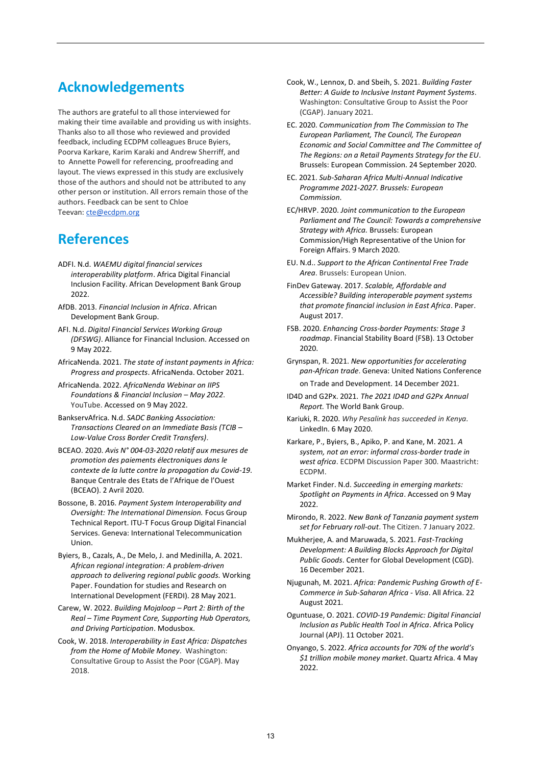## Acknowledgements

The authors are grateful to all those interviewed for making their time available and providing us with insights. Thanks also to all those who reviewed and provided feedback, including ECDPM colleagues Bruce Byiers, Poorva Karkare, Karim Karaki and Andrew Sherriff, and to Annette Powell for referencing, proofreading and layout. The views expressed in this study are exclusively those of the authors and should not be attributed to any other person or institution. All errors remain those of the authors. Feedback can be sent to Chloe Teevan: cte@ecdpm.org

## References

ADFI. N.d. *WAEMU digital financial services interoperability platform*. Africa Digital Financial Inclusion Facility. African Development Bank Group 2022.

AfDB. 2013. *Financial Inclusion in Africa*. African Development Bank Group.

AFI. N.d. *Digital Financial Services Working Group (DFSWG)*. Alliance for Financial Inclusion. Accessed on 9 May 2022.

AfricaNenda. 2021. *The state of instant payments in Africa: Progress and prospects*. AfricaNenda. October 2021.

AfricaNenda. 2022. *AfricaNenda Webinar on IIPS Foundations & Financial Inclusion – May 2022*. YouTube. Accessed on 9 May 2022.

BankservAfrica. N.d. *SADC Banking Association: Transactions Cleared on an Immediate Basis (TCIB – Low-Value Cross Border Credit Transfers)*.

BCEAO. 2020. *Avis N° 004-03-2020 relatif aux mesures de promotion des paiements électroniques dans le contexte de la lutte contre la propagation du Covid-19*. Banque Centrale des Etats de l'Afrique de l'Ouest (BCEAO). 2 Avril 2020.

Bossone, B. 2016. *Payment System Interoperability and Oversight: The International Dimension.* Focus Group Technical Report. ITU-T Focus Group Digital Financial Services. Geneva: International Telecommunication Union.

Byiers, B., Cazals, A., De Melo, J. and Medinilla, A. 2021. *African regional integration: A problem-driven approach to delivering regional public goods.* Working Paper. Foundation for studies and Research on International Development (FERDI). 28 May 2021.

Carew, W. 2022. *Building Mojaloop – Part 2: Birth of the Real – Time Payment Core, Supporting Hub Operators, and Driving Participation*. Modusbox.

Cook, W. 2018. *Interoperability in East Africa: Dispatches from the Home of Mobile Money*. Washington: Consultative Group to Assist the Poor (CGAP). May 2018.

Cook, W., Lennox, D. and Sbeih, S. 2021. *Building Faster Better: A Guide to Inclusive Instant Payment Systems*. Washington: Consultative Group to Assist the Poor (CGAP). January 2021.

EC. 2020. *Communication from The Commission to The European Parliament, The Council, The European Economic and Social Committee and The Committee of The Regions: on a Retail Payments Strategy for the EU*. Brussels: European Commission. 24 September 2020.

EC. 2021. *Sub-Saharan Africa Multi-Annual Indicative Programme 2021-2027. Brussels: European Commission.*

EC/HRVP. 2020. *Joint communication to the European Parliament and The Council: Towards a comprehensive Strategy with Africa.* Brussels: European Commission/High Representative of the Union for Foreign Affairs. 9 March 2020.

EU. N.d.. *Support to the African Continental Free Trade Area*. Brussels: European Union.

FinDev Gateway. 2017. *Scalable, Affordable and Accessible? Building interoperable payment systems that promote financial inclusion in East Africa*. Paper. August 2017.

FSB. 2020. *Enhancing Cross-border Payments: Stage 3 roadmap*. Financial Stability Board (FSB). 13 October 2020.

Grynspan, R. 2021. *New opportunities for accelerating pan-African trade*. Geneva: United Nations Conference on Trade and Development. 14 December 2021.

ID4D and G2Px. 2021. *The 2021 ID4D and G2Px Annual Report.* The World Bank Group.

Kariuki, R. 2020. *Why Pesalink has succeeded in Kenya.* LinkedIn. 6 May 2020.

Karkare, P., Byiers, B., Apiko, P. and Kane, M. 2021. *A system, not an error: informal cross-border trade in west africa*. ECDPM Discussion Paper 300. Maastricht: ECDPM.

Market Finder. N.d. *Succeeding in emerging markets: Spotlight on Payments in Africa*. Accessed on 9 May 2022.

Mirondo, R. 2022. *New Bank of Tanzania payment system set for February roll-out*. The Citizen. 7 January 2022.

Mukherjee, A. and Maruwada, S. 2021. *Fast-Tracking Development: A Building Blocks Approach for Digital Public Goods*. Center for Global Development (CGD). 16 December 2021.

Njugunah, M. 2021. *Africa: Pandemic Pushing Growth of E-Commerce in Sub-Saharan Africa - Visa*. All Africa. 22 August 2021.

Oguntuase, O. 2021. *COVID-19 Pandemic: Digital Financial Inclusion as Public Health Tool in Africa*. Africa Policy Journal (APJ). 11 October 2021.

Onyango, S. 2022. *Africa accounts for 70% of the world's $1 trillion mobile money market*. Quartz Africa. 4 May 2022.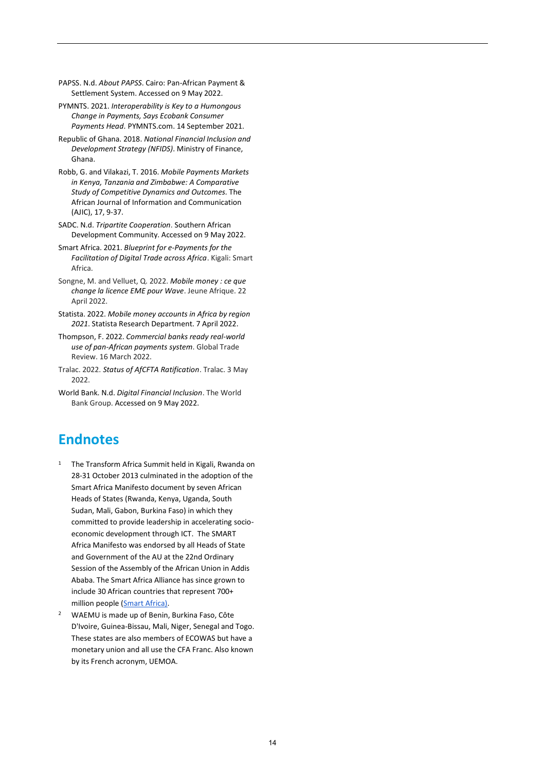PAPSS. N.d. *About PAPSS*. Cairo: Pan-African Payment & Settlement System. Accessed on 9 May 2022.

PYMNTS. 2021. *Interoperability is Key to a Humongous Change in Payments, Says Ecobank Consumer Payments Head*. PYMNTS.com. 14 September 2021.

Republic of Ghana. 2018. *National Financial Inclusion and Development Strategy (NFIDS)*. Ministry of Finance, Ghana.

Robb, G. and Vilakazi, T. 2016. *Mobile Payments Markets in Kenya, Tanzania and Zimbabwe: A Comparative Study of Competitive Dynamics and Outcomes*. The African Journal of Information and Communication (AJIC), 17, 9-37.

SADC. N.d. *Tripartite Cooperation*. Southern African Development Community. Accessed on 9 May 2022.

Smart Africa. 2021. *Blueprint for e-Payments for the Facilitation of Digital Trade across Africa*. Kigali: Smart Africa.

Songne, M. and Velluet, Q. 2022. *Mobile money : ce que change la licence EME pour Wave*. Jeune Afrique. 22 April 2022.

Statista. 2022. *Mobile money accounts in Africa by region 2021*. Statista Research Department. 7 April 2022.

Thompson, F. 2022. *Commercial banks ready real-world use of pan-African payments system*. Global Trade Review. 16 March 2022.

Tralac. 2022. *Status of AfCFTA Ratification*. Tralac. 3 May 2022.

World Bank. N.d. *Digital Financial Inclusion*. The World Bank Group. Accessed on 9 May 2022.

## Endnotes

[1] The Transform Africa Summit held in Kigali, Rwanda on 28-31 October 2013 culminated in the adoption of the Smart Africa Manifesto document by seven African Heads of States (Rwanda, Kenya, Uganda, South Sudan, Mali, Gabon, Burkina Faso) in which they committed to provide leadership in accelerating socio-economic development through ICT. The SMART Africa Manifesto was endorsed by all Heads of State and Government of the AU at the 22nd Ordinary Session of the Assembly of the African Union in Addis Ababa. The Smart Africa Alliance has since grown to include 30 African countries that represent 700+ million people (Smart Africa).

[2] WAEMU is made up of Benin, Burkina Faso, Côte D'Ivoire, Guinea-Bissau, Mali, Niger, Senegal and Togo. These states are also members of ECOWAS but have a monetary union and all use the CFA Franc. Also known by its French acronym, UEMOA.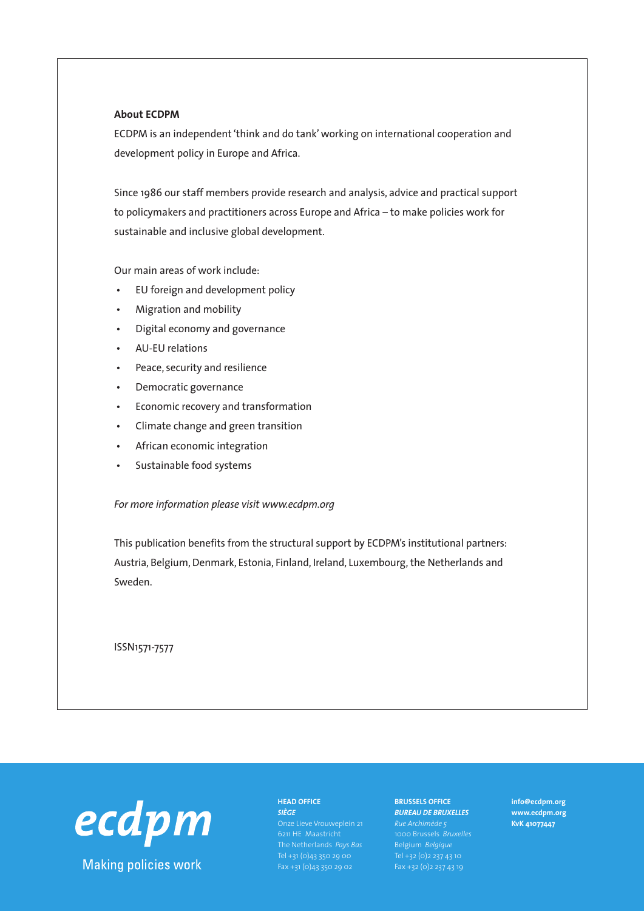**About ECDPM**

ECDPM is an independent 'think and do tank' working on international cooperation and development policy in Europe and Africa.

Since 1986 our staff members provide research and analysis, advice and practical support to policymakers and practitioners across Europe and Africa – to make policies work for sustainable and inclusive global development.

Our main areas of work include:

- EU foreign and development policy
- Migration and mobility
- Digital economy and governance
- AU-EU relations
- Peace, security and resilience
- Democratic governance
- Economic recovery and transformation
- Climate change and green transition
- African economic integration
- Sustainable food systems

*For more information please visit www.ecdpm.org*

This publication benefits from the structural support by ECDPM's institutional partners: Austria, Belgium, Denmark, Estonia, Finland, Ireland, Luxembourg, the Netherlands and Sweden.

ISSN1571-7577

ecdpm

Making policies work

**HEAD OFFICE**
***SIÈGE***
Onze Lieve Vrouweplein 21
6211 HE Maastricht
The Netherlands *Pays Bas*
Tel +31 (0)43 350 29 00
Fax +31 (0)43 350 29 02

**BRUSSELS OFFICE**
***BUREAU DE BRUXELLES***
*Rue Archimède 5*
1000 Brussels *Bruxelles*
Belgium *Belgique*
Tel +32 (0)2 237 43 10
Fax +32 (0)2 237 43 19

**info@ecdpm.org**
**www.ecdpm.org**
**KvK 41077447**